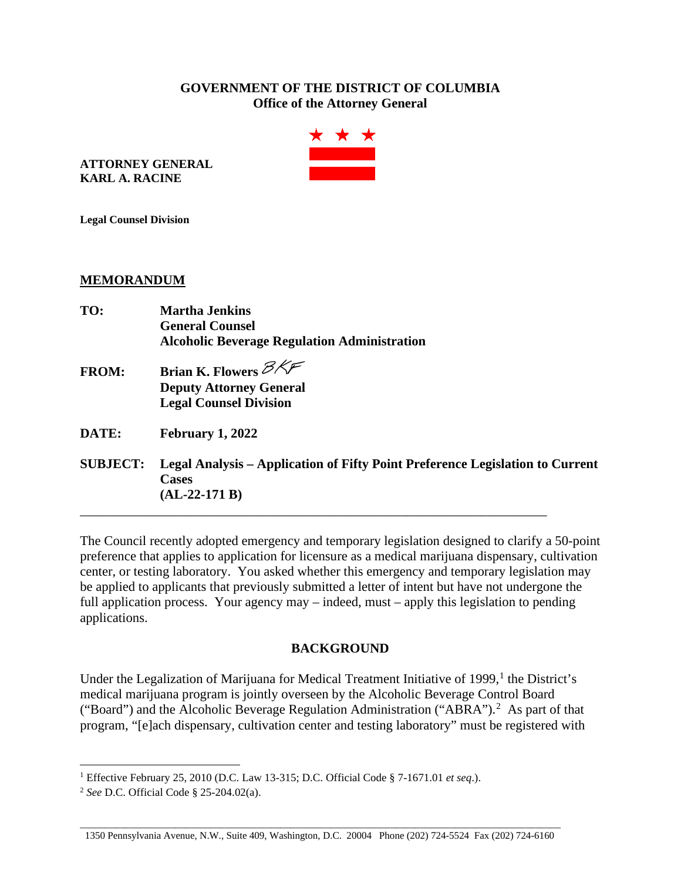**GOVERNMENT OF THE DISTRICT OF COLUMBIA**
**Office of the Attorney General**

**ATTORNEY GENERAL**
**KARL A. RACINE**

**Legal Counsel Division**

## MEMORANDUM

**TO:** **Martha Jenkins**
**General Counsel**
**Alcoholic Beverage Regulation Administration**

**FROM:** **Brian K. Flowers** BKF
**Deputy Attorney General**
**Legal Counsel Division**

**DATE:** **February 1, 2022**

**SUBJECT:** **Legal Analysis – Application of Fifty Point Preference Legislation to Current Cases**
**(AL-22-171 B)**

---

The Council recently adopted emergency and temporary legislation designed to clarify a 50-point preference that applies to application for licensure as a medical marijuana dispensary, cultivation center, or testing laboratory. You asked whether this emergency and temporary legislation may be applied to applicants that previously submitted a letter of intent but have not undergone the full application process. Your agency may – indeed, must – apply this legislation to pending applications.

### BACKGROUND

Under the Legalization of Marijuana for Medical Treatment Initiative of 1999,[1] the District's medical marijuana program is jointly overseen by the Alcoholic Beverage Control Board ("Board") and the Alcoholic Beverage Regulation Administration ("ABRA").[2] As part of that program, "[e]ach dispensary, cultivation center and testing laboratory" must be registered with

---

[1] Effective February 25, 2010 (D.C. Law 13-315; D.C. Official Code § 7-1671.01 *et seq*.).

[2] *See* D.C. Official Code § 25-204.02(a).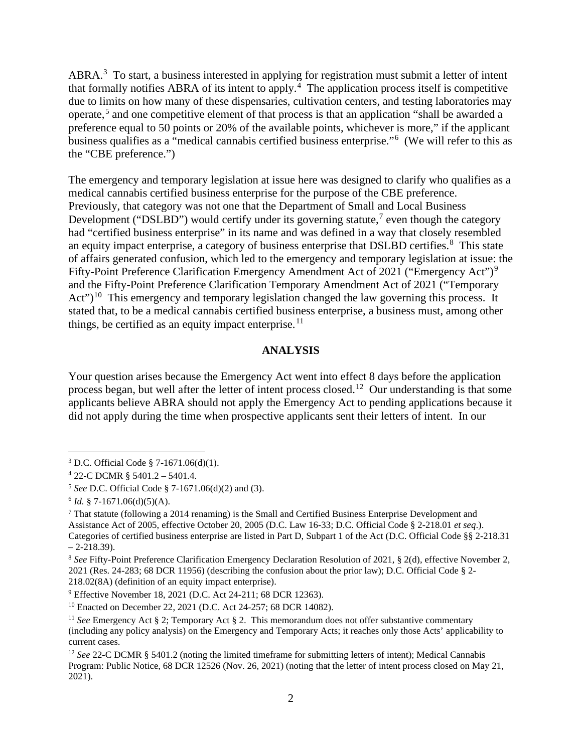ABRA.[3] To start, a business interested in applying for registration must submit a letter of intent that formally notifies ABRA of its intent to apply.[4] The application process itself is competitive due to limits on how many of these dispensaries, cultivation centers, and testing laboratories may operate,[5] and one competitive element of that process is that an application "shall be awarded a preference equal to 50 points or 20% of the available points, whichever is more," if the applicant business qualifies as a "medical cannabis certified business enterprise."[6] (We will refer to this as the "CBE preference.")

The emergency and temporary legislation at issue here was designed to clarify who qualifies as a medical cannabis certified business enterprise for the purpose of the CBE preference. Previously, that category was not one that the Department of Small and Local Business Development ("DSLBD") would certify under its governing statute,[7] even though the category had "certified business enterprise" in its name and was defined in a way that closely resembled an equity impact enterprise, a category of business enterprise that DSLBD certifies.[8] This state of affairs generated confusion, which led to the emergency and temporary legislation at issue: the Fifty-Point Preference Clarification Emergency Amendment Act of 2021 ("Emergency Act")[9] and the Fifty-Point Preference Clarification Temporary Amendment Act of 2021 ("Temporary Act")[10] This emergency and temporary legislation changed the law governing this process. It stated that, to be a medical cannabis certified business enterprise, a business must, among other things, be certified as an equity impact enterprise.[11]

## ANALYSIS

Your question arises because the Emergency Act went into effect 8 days before the application process began, but well after the letter of intent process closed.[12] Our understanding is that some applicants believe ABRA should not apply the Emergency Act to pending applications because it did not apply during the time when prospective applicants sent their letters of intent. In our

---

[3] D.C. Official Code § 7-1671.06(d)(1).

[4] 22-C DCMR § 5401.2 – 5401.4.

[5] *See* D.C. Official Code § 7-1671.06(d)(2) and (3).

[6] *Id.* § 7-1671.06(d)(5)(A).

[7] That statute (following a 2014 renaming) is the Small and Certified Business Enterprise Development and Assistance Act of 2005, effective October 20, 2005 (D.C. Law 16-33; D.C. Official Code § 2-218.01 *et seq*.). Categories of certified business enterprise are listed in Part D, Subpart 1 of the Act (D.C. Official Code §§ 2-218.31 – 2-218.39).

[8] *See* Fifty-Point Preference Clarification Emergency Declaration Resolution of 2021, § 2(d), effective November 2, 2021 (Res. 24-283; 68 DCR 11956) (describing the confusion about the prior law); D.C. Official Code § 2-218.02(8A) (definition of an equity impact enterprise).

[9] Effective November 18, 2021 (D.C. Act 24-211; 68 DCR 12363).

[10] Enacted on December 22, 2021 (D.C. Act 24-257; 68 DCR 14082).

[11] *See* Emergency Act § 2; Temporary Act § 2. This memorandum does not offer substantive commentary (including any policy analysis) on the Emergency and Temporary Acts; it reaches only those Acts' applicability to current cases.

[12] *See* 22-C DCMR § 5401.2 (noting the limited timeframe for submitting letters of intent); Medical Cannabis Program: Public Notice, 68 DCR 12526 (Nov. 26, 2021) (noting that the letter of intent process closed on May 21, 2021).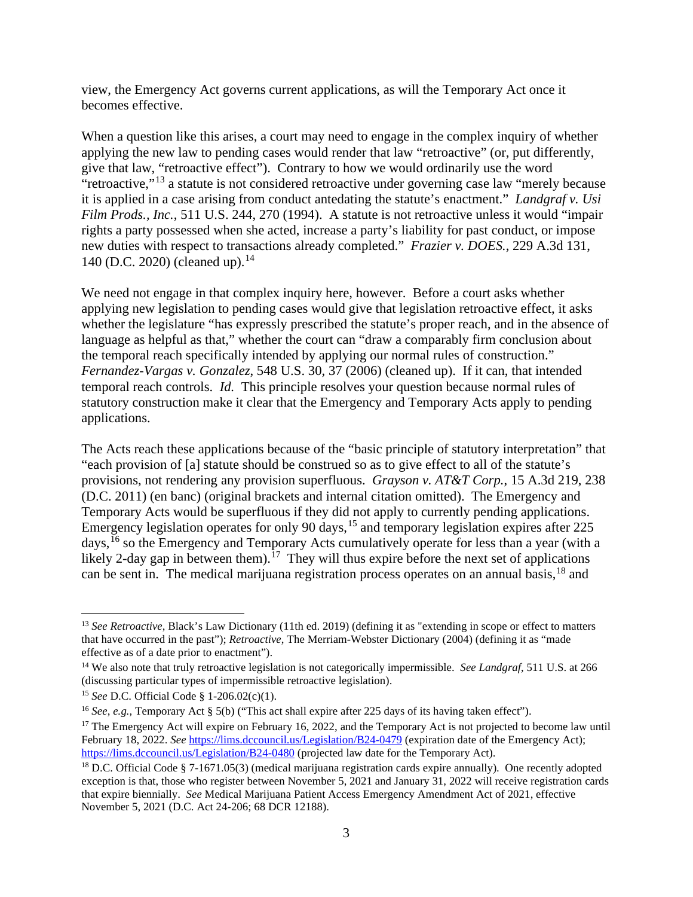view, the Emergency Act governs current applications, as will the Temporary Act once it becomes effective.

When a question like this arises, a court may need to engage in the complex inquiry of whether applying the new law to pending cases would render that law "retroactive" (or, put differently, give that law, "retroactive effect"). Contrary to how we would ordinarily use the word "retroactive,"[13] a statute is not considered retroactive under governing case law "merely because it is applied in a case arising from conduct antedating the statute's enactment." *Landgraf v. Usi Film Prods., Inc.*, 511 U.S. 244, 270 (1994). A statute is not retroactive unless it would "impair rights a party possessed when she acted, increase a party's liability for past conduct, or impose new duties with respect to transactions already completed." *Frazier v. DOES.*, 229 A.3d 131, 140 (D.C. 2020) (cleaned up).[14]

We need not engage in that complex inquiry here, however. Before a court asks whether applying new legislation to pending cases would give that legislation retroactive effect, it asks whether the legislature "has expressly prescribed the statute's proper reach, and in the absence of language as helpful as that," whether the court can "draw a comparably firm conclusion about the temporal reach specifically intended by applying our normal rules of construction." *Fernandez-Vargas v. Gonzalez*, 548 U.S. 30, 37 (2006) (cleaned up). If it can, that intended temporal reach controls. *Id.* This principle resolves your question because normal rules of statutory construction make it clear that the Emergency and Temporary Acts apply to pending applications.

The Acts reach these applications because of the "basic principle of statutory interpretation" that "each provision of [a] statute should be construed so as to give effect to all of the statute's provisions, not rendering any provision superfluous. *Grayson v. AT&T Corp.*, 15 A.3d 219, 238 (D.C. 2011) (en banc) (original brackets and internal citation omitted). The Emergency and Temporary Acts would be superfluous if they did not apply to currently pending applications. Emergency legislation operates for only 90 days,[15] and temporary legislation expires after 225 days,[16] so the Emergency and Temporary Acts cumulatively operate for less than a year (with a likely 2-day gap in between them).[17] They will thus expire before the next set of applications can be sent in. The medical marijuana registration process operates on an annual basis,[18] and

---

[13] *See Retroactive*, Black's Law Dictionary (11th ed. 2019) (defining it as "extending in scope or effect to matters that have occurred in the past"); *Retroactive*, The Merriam-Webster Dictionary (2004) (defining it as "made effective as of a date prior to enactment").

[14] We also note that truly retroactive legislation is not categorically impermissible. *See Landgraf*, 511 U.S. at 266 (discussing particular types of impermissible retroactive legislation).

[15] *See* D.C. Official Code § 1-206.02(c)(1).

[16] *See, e.g.,* Temporary Act § 5(b) ("This act shall expire after 225 days of its having taken effect").

[17] The Emergency Act will expire on February 16, 2022, and the Temporary Act is not projected to become law until February 18, 2022. *See* https://lims.dccouncil.us/Legislation/B24-0479 (expiration date of the Emergency Act); https://lims.dccouncil.us/Legislation/B24-0480 (projected law date for the Temporary Act).

[18] D.C. Official Code § 7-1671.05(3) (medical marijuana registration cards expire annually). One recently adopted exception is that, those who register between November 5, 2021 and January 31, 2022 will receive registration cards that expire biennially. *See* Medical Marijuana Patient Access Emergency Amendment Act of 2021, effective November 5, 2021 (D.C. Act 24-206; 68 DCR 12188).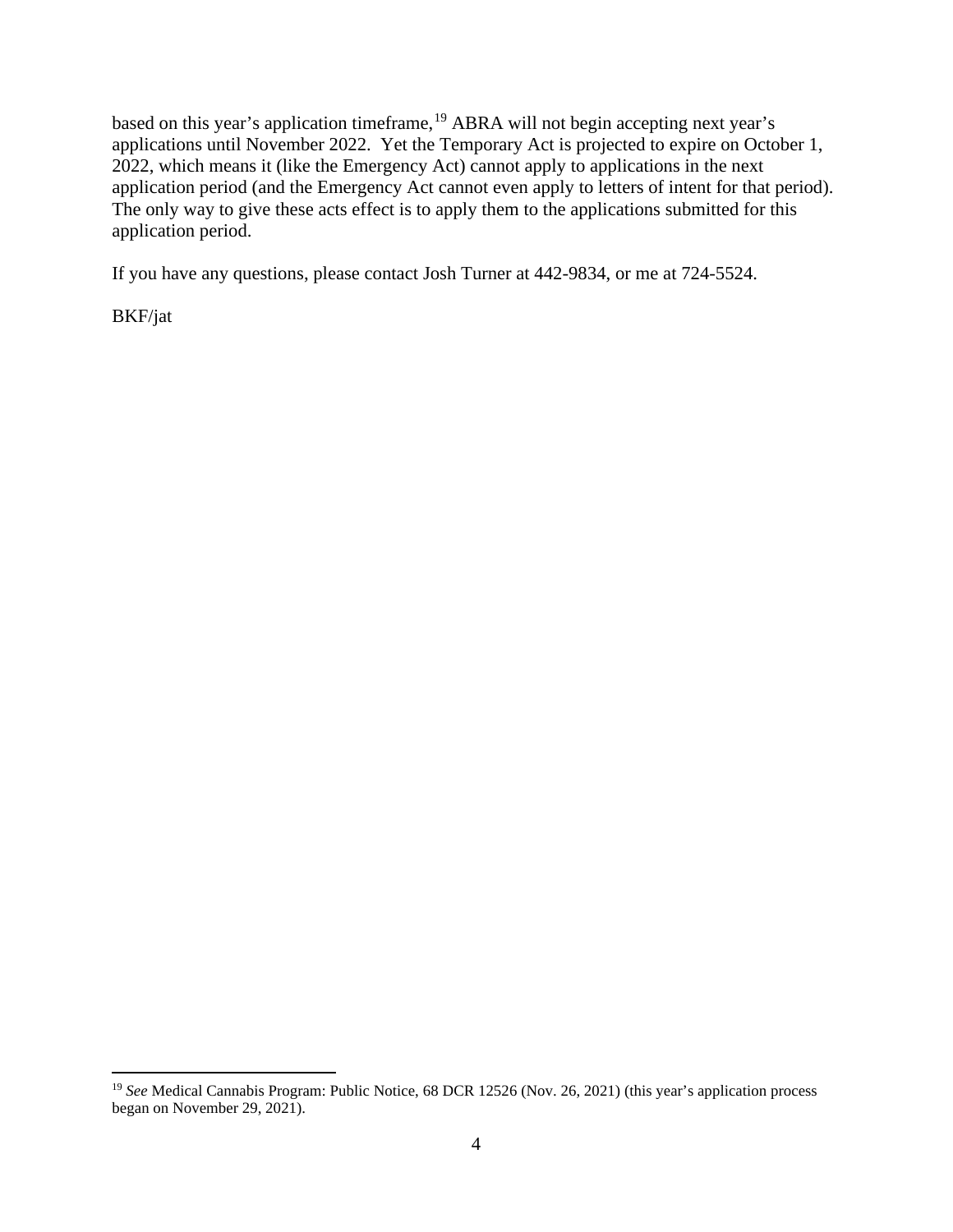based on this year's application timeframe,[19] ABRA will not begin accepting next year's applications until November 2022. Yet the Temporary Act is projected to expire on October 1, 2022, which means it (like the Emergency Act) cannot apply to applications in the next application period (and the Emergency Act cannot even apply to letters of intent for that period). The only way to give these acts effect is to apply them to the applications submitted for this application period.

If you have any questions, please contact Josh Turner at 442-9834, or me at 724-5524.

BKF/jat

[19] *See* Medical Cannabis Program: Public Notice, 68 DCR 12526 (Nov. 26, 2021) (this year's application process began on November 29, 2021).